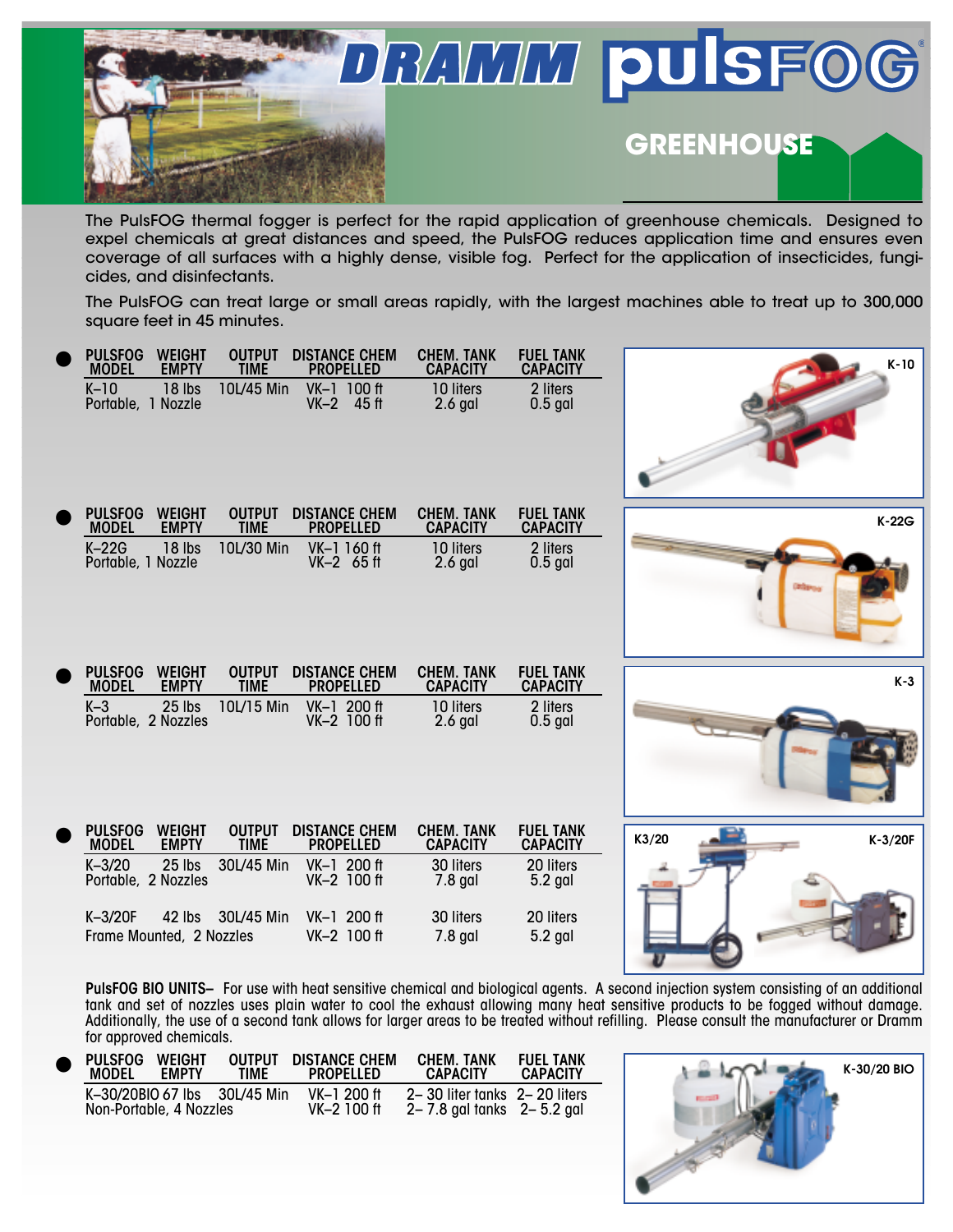# DRAMM PulsFOG

## GREENHOUSE

The PulsFOG thermal fogger is perfect for the rapid application of greenhouse chemicals. Designed to expel chemicals at great distances and speed, the PulsFOG reduces application time and ensures even coverage of all surfaces with a highly dense, visible fog. Perfect for the application of insecticides, fungicides, and disinfectants.

The PulsFOG can treat large or small areas rapidly, with the largest machines able to treat up to 300,000 square feet in 45 minutes.

| PULSFOG MODEL | WEIGHT EMPTY | OUTPUT TIME | DISTANCE CHEM PROPELLED | CHEM. TANK CAPACITY | FUEL TANK CAPACITY |
|---|---|---|---|---|---|
| K–10 Portable, 1 Nozzle | 18 lbs | 10L/45 Min | VK–1 100 ft<br>VK–2 45 ft | 10 liters<br>2.6 gal | 2 liters<br>0.5 gal |

K-10

| PULSFOG MODEL | WEIGHT EMPTY | OUTPUT TIME | DISTANCE CHEM PROPELLED | CHEM. TANK CAPACITY | FUEL TANK CAPACITY |
|---|---|---|---|---|---|
| K–22G Portable, 1 Nozzle | 18 lbs | 10L/30 Min | VK–1 160 ft<br>VK–2 65 ft | 10 liters<br>2.6 gal | 2 liters<br>0.5 gal |

K-22G

| PULSFOG MODEL | WEIGHT EMPTY | OUTPUT TIME | DISTANCE CHEM PROPELLED | CHEM. TANK CAPACITY | FUEL TANK CAPACITY |
|---|---|---|---|---|---|
| K–3 Portable, 2 Nozzles | 25 lbs | 10L/15 Min | VK–1 200 ft<br>VK–2 100 ft | 10 liters<br>2.6 gal | 2 liters<br>0.5 gal |

K-3

| PULSFOG MODEL | WEIGHT EMPTY | OUTPUT TIME | DISTANCE CHEM PROPELLED | CHEM. TANK CAPACITY | FUEL TANK CAPACITY |
|---|---|---|---|---|---|
| K–3/20 Portable, 2 Nozzles | 25 lbs | 30L/45 Min | VK–1 200 ft<br>VK–2 100 ft | 30 liters<br>7.8 gal | 20 liters<br>5.2 gal |
| K–3/20F Frame Mounted, 2 Nozzles | 42 lbs | 30L/45 Min | VK–1 200 ft<br>VK–2 100 ft | 30 liters<br>7.8 gal | 20 liters<br>5.2 gal |

K3/20 K-3/20F

**PulsFOG BIO UNITS–** For use with heat sensitive chemical and biological agents. A second injection system consisting of an additional tank and set of nozzles uses plain water to cool the exhaust allowing many heat sensitive products to be fogged without damage. Additionally, the use of a second tank allows for larger areas to be treated without refilling. Please consult the manufacturer or Dramm for approved chemicals.

| PULSFOG MODEL | WEIGHT EMPTY | OUTPUT TIME | DISTANCE CHEM PROPELLED | CHEM. TANK CAPACITY | FUEL TANK CAPACITY |
|---|---|---|---|---|---|
| K–30/20BIO Non-Portable, 4 Nozzles | 67 lbs | 30L/45 Min | VK–1 200 ft<br>VK–2 100 ft | 2– 30 liter tanks<br>2– 7.8 gal tanks | 2– 20 liters<br>2– 5.2 gal |

K-30/20 BIO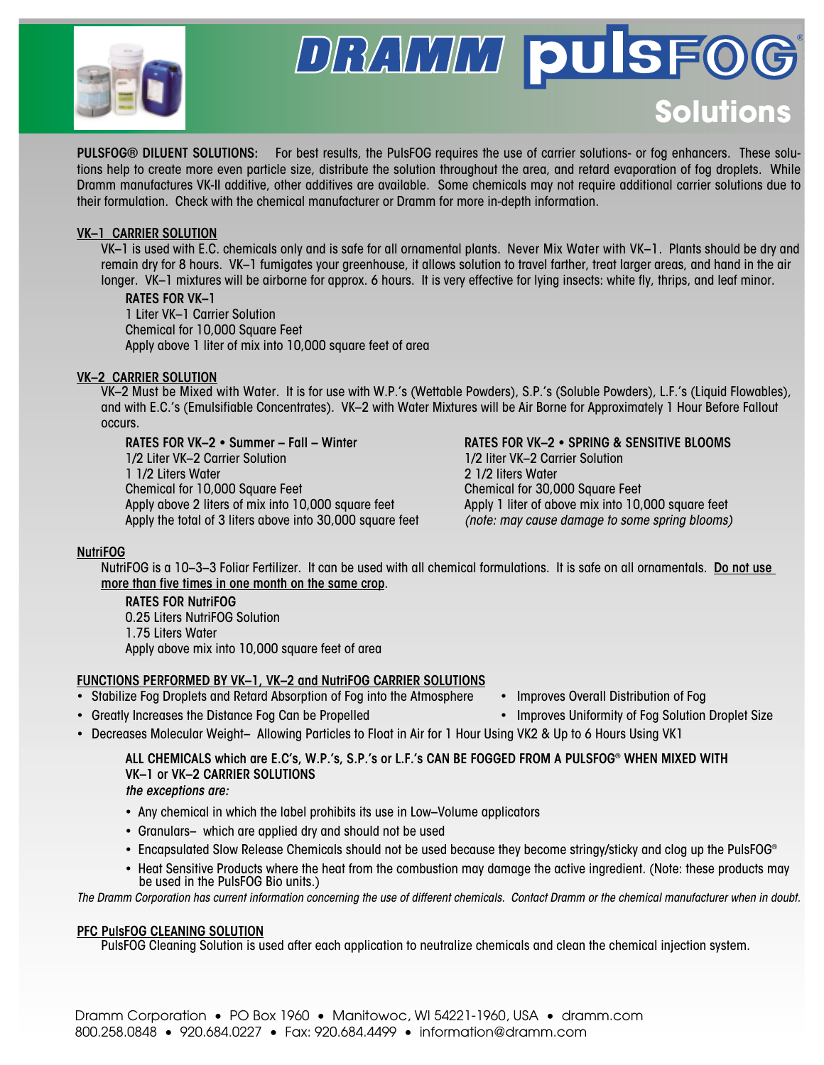# DRAMM pulsFOG® Solutions

**PULSFOG® DILUENT SOLUTIONS:** For best results, the PulsFOG requires the use of carrier solutions- or fog enhancers. These solutions help to create more even particle size, distribute the solution throughout the area, and retard evaporation of fog droplets. While Dramm manufactures VK-II additive, other additives are available. Some chemicals may not require additional carrier solutions due to their formulation. Check with the chemical manufacturer or Dramm for more in-depth information.

## VK–1 CARRIER SOLUTION

VK–1 is used with E.C. chemicals only and is safe for all ornamental plants. Never Mix Water with VK–1. Plants should be dry and remain dry for 8 hours. VK–1 fumigates your greenhouse, it allows solution to travel farther, treat larger areas, and hand in the air longer. VK–1 mixtures will be airborne for approx. 6 hours. It is very effective for lying insects: white fly, thrips, and leaf minor.

**RATES FOR VK–1**
1 Liter VK–1 Carrier Solution
Chemical for 10,000 Square Feet
Apply above 1 liter of mix into 10,000 square feet of area

## VK–2 CARRIER SOLUTION

VK–2 Must be Mixed with Water. It is for use with W.P.'s (Wettable Powders), S.P.'s (Soluble Powders), L.F.'s (Liquid Flowables), and with E.C.'s (Emulsifiable Concentrates). VK–2 with Water Mixtures will be Air Borne for Approximately 1 Hour Before Fallout occurs.

**RATES FOR VK–2 • Summer – Fall – Winter**
1/2 Liter VK–2 Carrier Solution
1 1/2 Liters Water
Chemical for 10,000 Square Feet
Apply above 2 liters of mix into 10,000 square feet
Apply the total of 3 liters above into 30,000 square feet

**RATES FOR VK–2 • SPRING & SENSITIVE BLOOMS**
1/2 liter VK–2 Carrier Solution
2 1/2 liters Water
Chemical for 30,000 Square Feet
Apply 1 liter of above mix into 10,000 square feet
*(note: may cause damage to some spring blooms)*

## NutriFOG

NutriFOG is a 10–3–3 Foliar Fertilizer. It can be used with all chemical formulations. It is safe on all ornamentals. **Do not use more than five times in one month on the same crop**.

**RATES FOR NutriFOG**
0.25 Liters NutriFOG Solution
1.75 Liters Water
Apply above mix into 10,000 square feet of area

## FUNCTIONS PERFORMED BY VK–1, VK–2 and NutriFOG CARRIER SOLUTIONS

- Stabilize Fog Droplets and Retard Absorption of Fog into the Atmosphere
- Greatly Increases the Distance Fog Can be Propelled
- Improves Overall Distribution of Fog
- Improves Uniformity of Fog Solution Droplet Size
- Decreases Molecular Weight– Allowing Particles to Float in Air for 1 Hour Using VK2 & Up to 6 Hours Using VK1

**ALL CHEMICALS which are E.C's, W.P.'s, S.P.'s or L.F.'s CAN BE FOGGED FROM A PULSFOG® WHEN MIXED WITH VK–1 or VK–2 CARRIER SOLUTIONS**
*the exceptions are:*

- Any chemical in which the label prohibits its use in Low–Volume applicators
- Granulars– which are applied dry and should not be used
- Encapsulated Slow Release Chemicals should not be used because they become stringy/sticky and clog up the PulsFOG®
- Heat Sensitive Products where the heat from the combustion may damage the active ingredient. (Note: these products may be used in the PulsFOG Bio units.)

*The Dramm Corporation has current information concerning the use of different chemicals. Contact Dramm or the chemical manufacturer when in doubt.*

## PFC PulsFOG CLEANING SOLUTION

PulsFOG Cleaning Solution is used after each application to neutralize chemicals and clean the chemical injection system.

Dramm Corporation • PO Box 1960 • Manitowoc, WI 54221-1960, USA • dramm.com
800.258.0848 • 920.684.0227 • Fax: 920.684.4499 • information@dramm.com